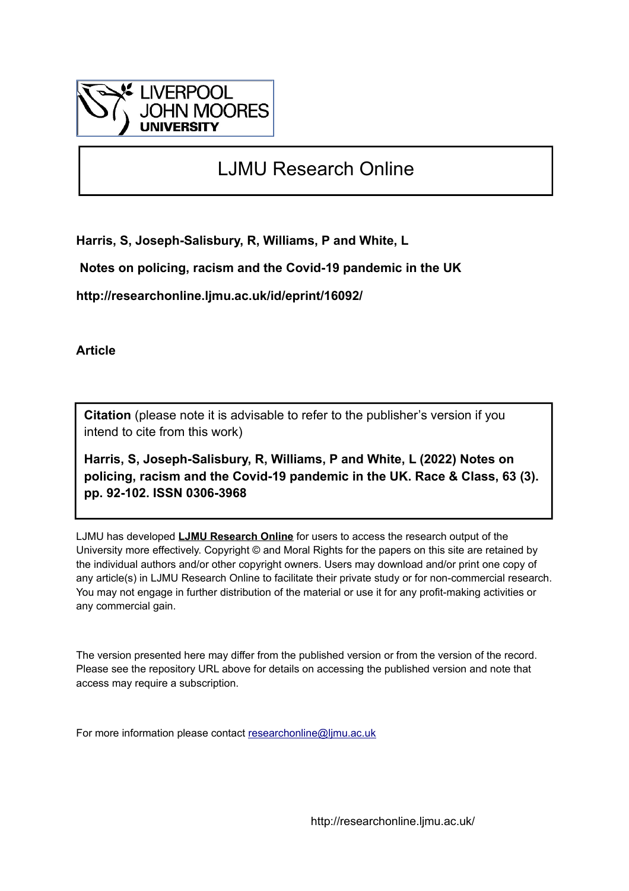LIVERPOOL
JOHN MOORES
UNIVERSITY

# LJMU Research Online

**Harris, S, Joseph-Salisbury, R, Williams, P and White, L**

**Notes on policing, racism and the Covid-19 pandemic in the UK**

**http://researchonline.ljmu.ac.uk/id/eprint/16092/**

**Article**

**Citation** (please note it is advisable to refer to the publisher's version if you intend to cite from this work)

**Harris, S, Joseph-Salisbury, R, Williams, P and White, L (2022) Notes on policing, racism and the Covid-19 pandemic in the UK. Race & Class, 63 (3). pp. 92-102. ISSN 0306-3968**

LJMU has developed **LJMU Research Online** for users to access the research output of the University more effectively. Copyright © and Moral Rights for the papers on this site are retained by the individual authors and/or other copyright owners. Users may download and/or print one copy of any article(s) in LJMU Research Online to facilitate their private study or for non-commercial research. You may not engage in further distribution of the material or use it for any profit-making activities or any commercial gain.

The version presented here may differ from the published version or from the version of the record. Please see the repository URL above for details on accessing the published version and note that access may require a subscription.

For more information please contact researchonline@ljmu.ac.uk

http://researchonline.ljmu.ac.uk/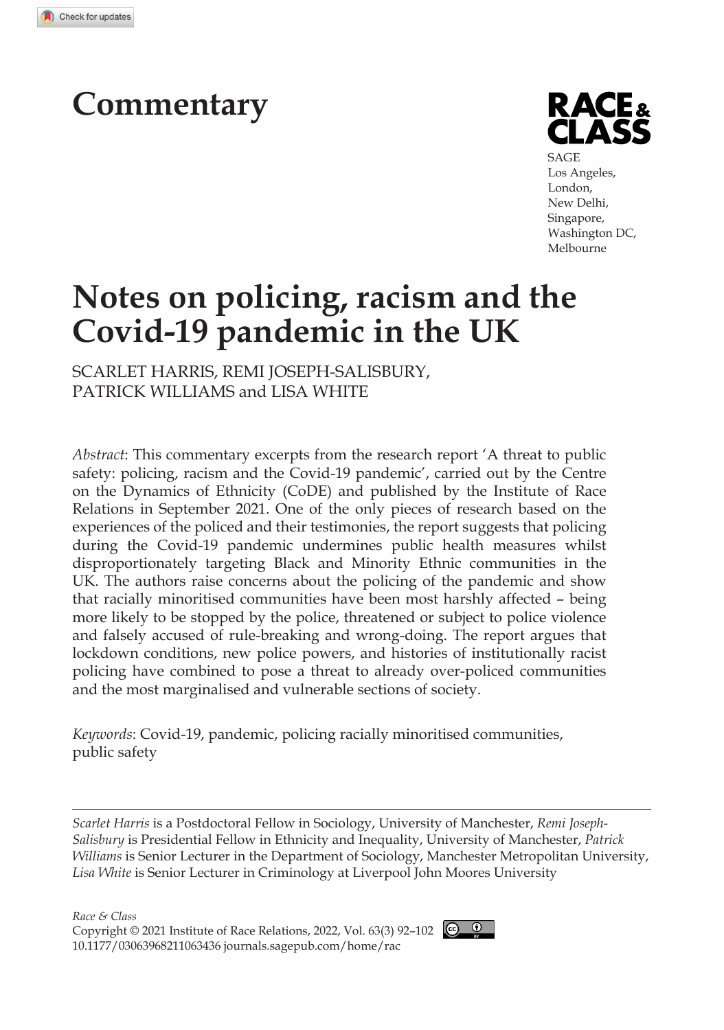# Commentary

# Notes on policing, racism and the Covid-19 pandemic in the UK

SCARLET HARRIS, REMI JOSEPH-SALISBURY, PATRICK WILLIAMS and LISA WHITE

*Abstract*: This commentary excerpts from the research report 'A threat to public safety: policing, racism and the Covid-19 pandemic', carried out by the Centre on the Dynamics of Ethnicity (CoDE) and published by the Institute of Race Relations in September 2021. One of the only pieces of research based on the experiences of the policed and their testimonies, the report suggests that policing during the Covid-19 pandemic undermines public health measures whilst disproportionately targeting Black and Minority Ethnic communities in the UK. The authors raise concerns about the policing of the pandemic and show that racially minoritised communities have been most harshly affected – being more likely to be stopped by the police, threatened or subject to police violence and falsely accused of rule-breaking and wrong-doing. The report argues that lockdown conditions, new police powers, and histories of institutionally racist policing have combined to pose a threat to already over-policed communities and the most marginalised and vulnerable sections of society.

*Keywords*: Covid-19, pandemic, policing racially minoritised communities, public safety

---

*Scarlet Harris* is a Postdoctoral Fellow in Sociology, University of Manchester, *Remi Joseph-Salisbury* is Presidential Fellow in Ethnicity and Inequality, University of Manchester, *Patrick Williams* is Senior Lecturer in the Department of Sociology, Manchester Metropolitan University, *Lisa White* is Senior Lecturer in Criminology at Liverpool John Moores University

*Race & Class*
Copyright © 2021 Institute of Race Relations, 2022, Vol. 63(3) 92–102
10.1177/03063968211063436 journals.sagepub.com/home/rac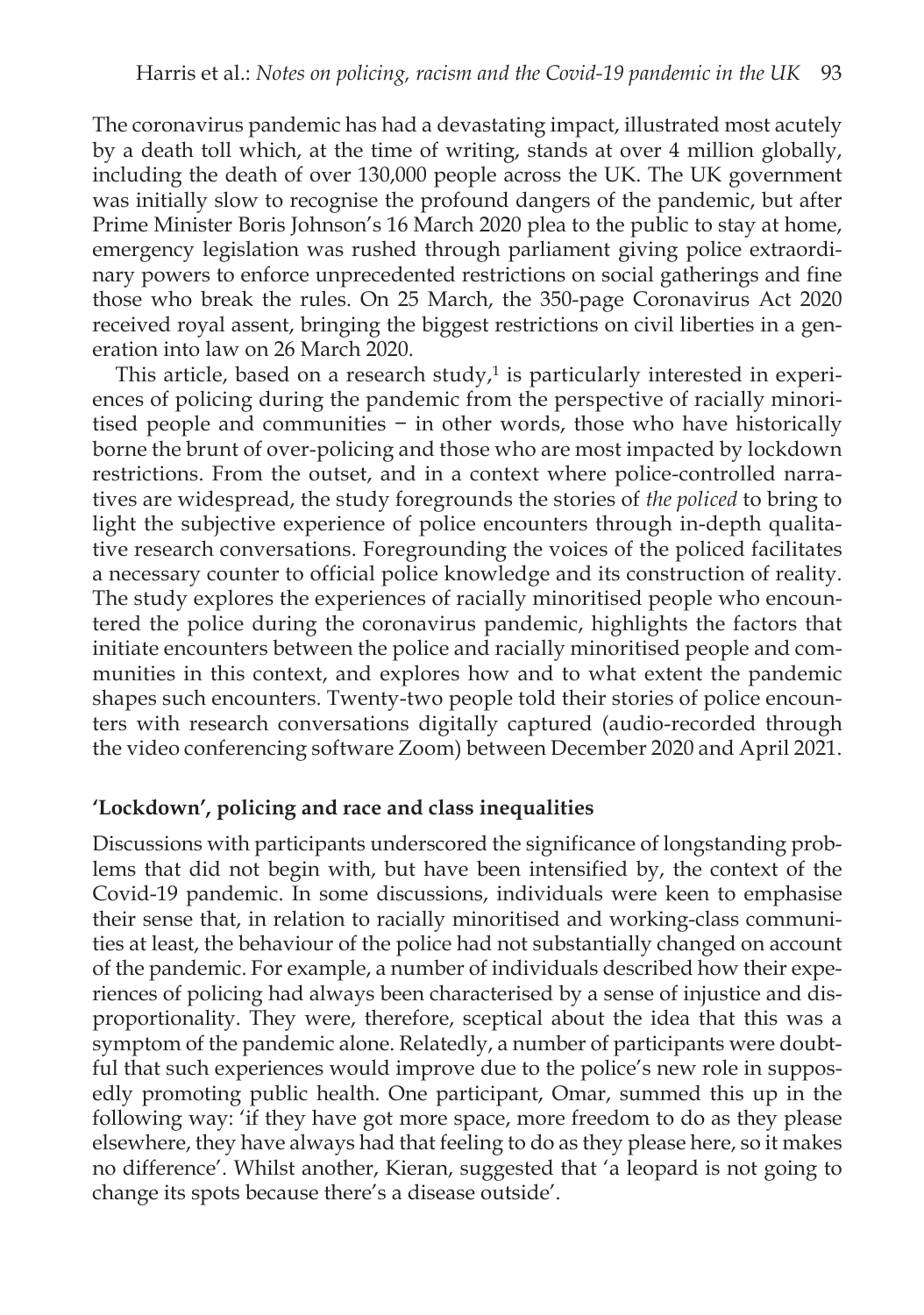The coronavirus pandemic has had a devastating impact, illustrated most acutely by a death toll which, at the time of writing, stands at over 4 million globally, including the death of over 130,000 people across the UK. The UK government was initially slow to recognise the profound dangers of the pandemic, but after Prime Minister Boris Johnson's 16 March 2020 plea to the public to stay at home, emergency legislation was rushed through parliament giving police extraordinary powers to enforce unprecedented restrictions on social gatherings and fine those who break the rules. On 25 March, the 350-page Coronavirus Act 2020 received royal assent, bringing the biggest restrictions on civil liberties in a generation into law on 26 March 2020.

This article, based on a research study,[1] is particularly interested in experiences of policing during the pandemic from the perspective of racially minoritised people and communities − in other words, those who have historically borne the brunt of over-policing and those who are most impacted by lockdown restrictions. From the outset, and in a context where police-controlled narratives are widespread, the study foregrounds the stories of *the policed* to bring to light the subjective experience of police encounters through in-depth qualitative research conversations. Foregrounding the voices of the policed facilitates a necessary counter to official police knowledge and its construction of reality. The study explores the experiences of racially minoritised people who encountered the police during the coronavirus pandemic, highlights the factors that initiate encounters between the police and racially minoritised people and communities in this context, and explores how and to what extent the pandemic shapes such encounters. Twenty-two people told their stories of police encounters with research conversations digitally captured (audio-recorded through the video conferencing software Zoom) between December 2020 and April 2021.

## 'Lockdown', policing and race and class inequalities

Discussions with participants underscored the significance of longstanding problems that did not begin with, but have been intensified by, the context of the Covid-19 pandemic. In some discussions, individuals were keen to emphasise their sense that, in relation to racially minoritised and working-class communities at least, the behaviour of the police had not substantially changed on account of the pandemic. For example, a number of individuals described how their experiences of policing had always been characterised by a sense of injustice and disproportionality. They were, therefore, sceptical about the idea that this was a symptom of the pandemic alone. Relatedly, a number of participants were doubtful that such experiences would improve due to the police's new role in supposedly promoting public health. One participant, Omar, summed this up in the following way: 'if they have got more space, more freedom to do as they please elsewhere, they have always had that feeling to do as they please here, so it makes no difference'. Whilst another, Kieran, suggested that 'a leopard is not going to change its spots because there's a disease outside'.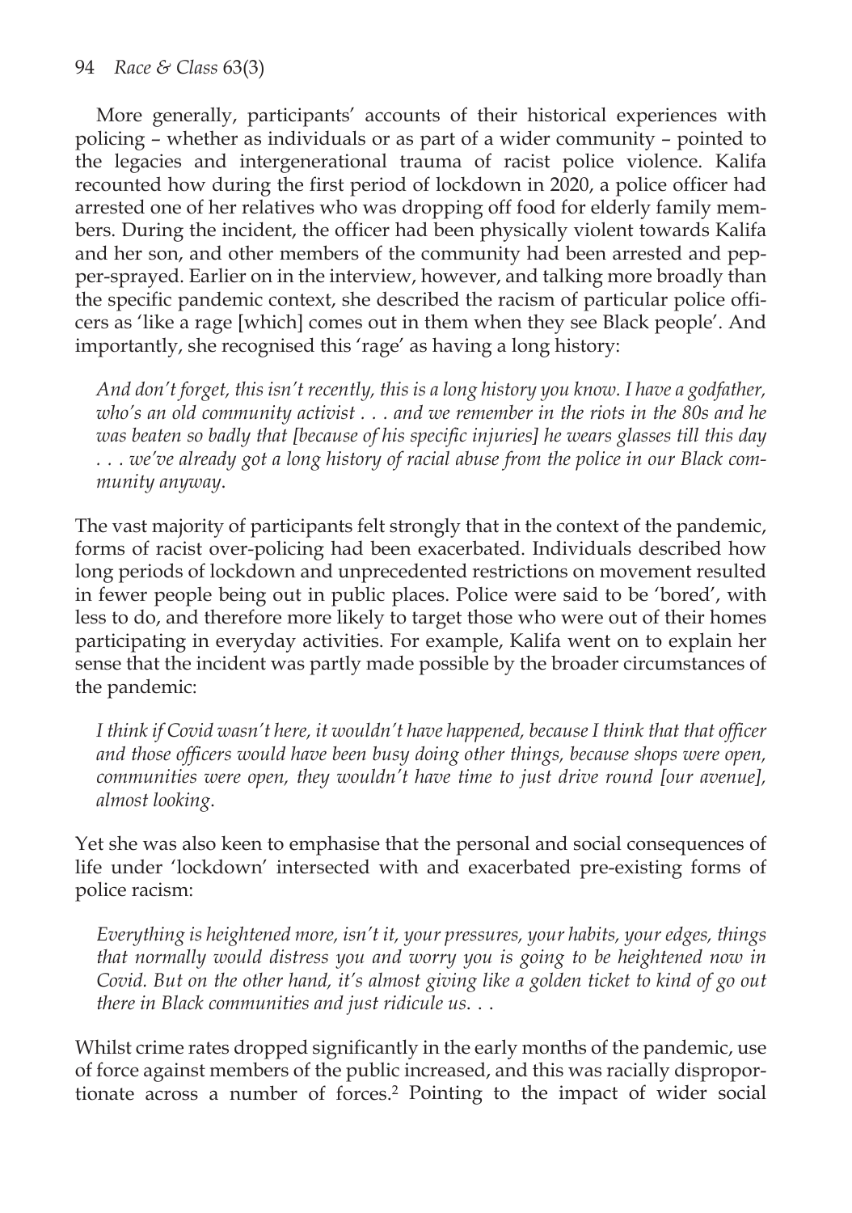More generally, participants' accounts of their historical experiences with policing – whether as individuals or as part of a wider community – pointed to the legacies and intergenerational trauma of racist police violence. Kalifa recounted how during the first period of lockdown in 2020, a police officer had arrested one of her relatives who was dropping off food for elderly family members. During the incident, the officer had been physically violent towards Kalifa and her son, and other members of the community had been arrested and pepper-sprayed. Earlier on in the interview, however, and talking more broadly than the specific pandemic context, she described the racism of particular police officers as 'like a rage [which] comes out in them when they see Black people'. And importantly, she recognised this 'rage' as having a long history:

> *And don't forget, this isn't recently, this is a long history you know. I have a godfather, who's an old community activist . . . and we remember in the riots in the 80s and he was beaten so badly that [because of his specific injuries] he wears glasses till this day . . . we've already got a long history of racial abuse from the police in our Black community anyway.*

The vast majority of participants felt strongly that in the context of the pandemic, forms of racist over-policing had been exacerbated. Individuals described how long periods of lockdown and unprecedented restrictions on movement resulted in fewer people being out in public places. Police were said to be 'bored', with less to do, and therefore more likely to target those who were out of their homes participating in everyday activities. For example, Kalifa went on to explain her sense that the incident was partly made possible by the broader circumstances of the pandemic:

> *I think if Covid wasn't here, it wouldn't have happened, because I think that that officer and those officers would have been busy doing other things, because shops were open, communities were open, they wouldn't have time to just drive round [our avenue], almost looking.*

Yet she was also keen to emphasise that the personal and social consequences of life under 'lockdown' intersected with and exacerbated pre-existing forms of police racism:

> *Everything is heightened more, isn't it, your pressures, your habits, your edges, things that normally would distress you and worry you is going to be heightened now in Covid. But on the other hand, it's almost giving like a golden ticket to kind of go out there in Black communities and just ridicule us. . .*

Whilst crime rates dropped significantly in the early months of the pandemic, use of force against members of the public increased, and this was racially disproportionate across a number of forces.[2] Pointing to the impact of wider social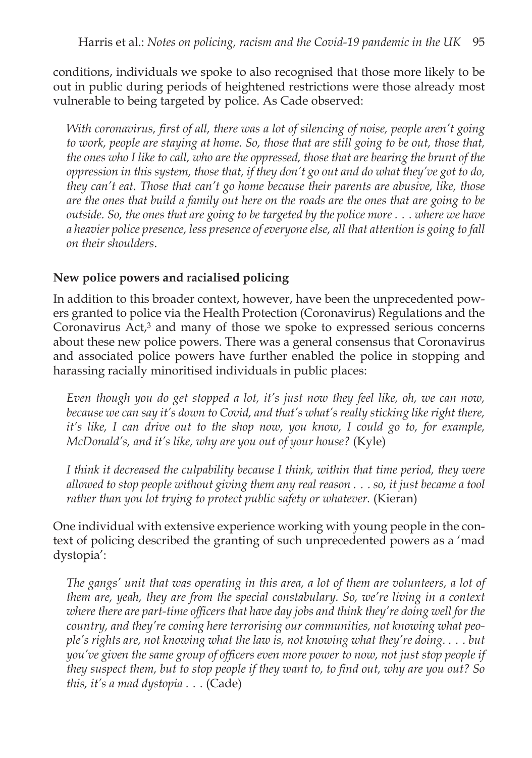conditions, individuals we spoke to also recognised that those more likely to be out in public during periods of heightened restrictions were those already most vulnerable to being targeted by police. As Cade observed:

> *With coronavirus, first of all, there was a lot of silencing of noise, people aren't going to work, people are staying at home. So, those that are still going to be out, those that, the ones who I like to call, who are the oppressed, those that are bearing the brunt of the oppression in this system, those that, if they don't go out and do what they've got to do, they can't eat. Those that can't go home because their parents are abusive, like, those are the ones that build a family out here on the roads are the ones that are going to be outside. So, the ones that are going to be targeted by the police more . . . where we have a heavier police presence, less presence of everyone else, all that attention is going to fall on their shoulders.*

**New police powers and racialised policing**

In addition to this broader context, however, have been the unprecedented powers granted to police via the Health Protection (Coronavirus) Regulations and the Coronavirus Act,[3] and many of those we spoke to expressed serious concerns about these new police powers. There was a general consensus that Coronavirus and associated police powers have further enabled the police in stopping and harassing racially minoritised individuals in public places:

> *Even though you do get stopped a lot, it's just now they feel like, oh, we can now, because we can say it's down to Covid, and that's what's really sticking like right there, it's like, I can drive out to the shop now, you know, I could go to, for example, McDonald's, and it's like, why are you out of your house?* (Kyle)

> *I think it decreased the culpability because I think, within that time period, they were allowed to stop people without giving them any real reason . . . so, it just became a tool rather than you lot trying to protect public safety or whatever.* (Kieran)

One individual with extensive experience working with young people in the context of policing described the granting of such unprecedented powers as a 'mad dystopia':

> *The gangs' unit that was operating in this area, a lot of them are volunteers, a lot of them are, yeah, they are from the special constabulary. So, we're living in a context where there are part-time officers that have day jobs and think they're doing well for the country, and they're coming here terrorising our communities, not knowing what people's rights are, not knowing what the law is, not knowing what they're doing. . . . but you've given the same group of officers even more power to now, not just stop people if they suspect them, but to stop people if they want to, to find out, why are you out? So this, it's a mad dystopia . . .* (Cade)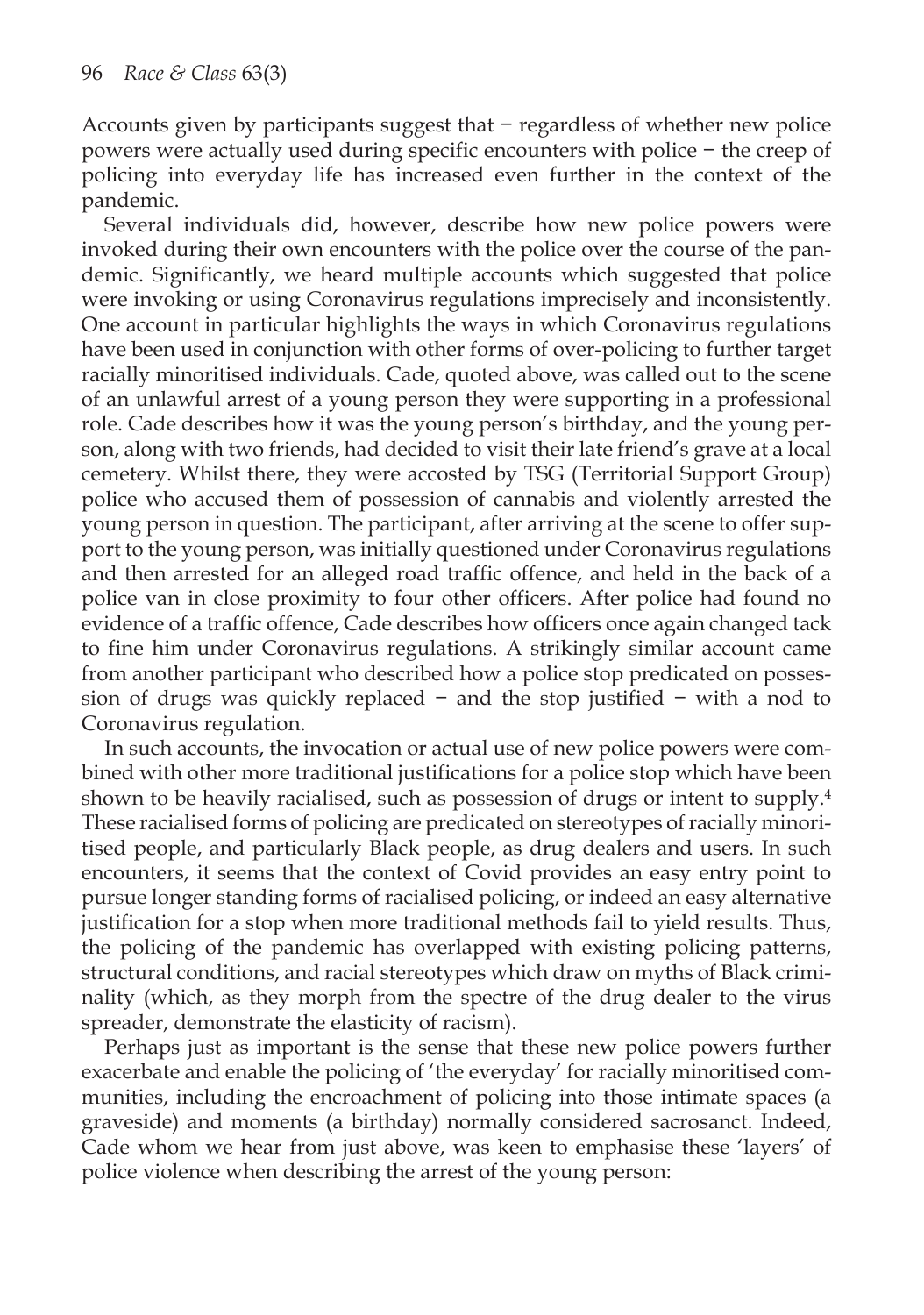Accounts given by participants suggest that – regardless of whether new police powers were actually used during specific encounters with police – the creep of policing into everyday life has increased even further in the context of the pandemic.

Several individuals did, however, describe how new police powers were invoked during their own encounters with the police over the course of the pandemic. Significantly, we heard multiple accounts which suggested that police were invoking or using Coronavirus regulations imprecisely and inconsistently. One account in particular highlights the ways in which Coronavirus regulations have been used in conjunction with other forms of over-policing to further target racially minoritised individuals. Cade, quoted above, was called out to the scene of an unlawful arrest of a young person they were supporting in a professional role. Cade describes how it was the young person's birthday, and the young person, along with two friends, had decided to visit their late friend's grave at a local cemetery. Whilst there, they were accosted by TSG (Territorial Support Group) police who accused them of possession of cannabis and violently arrested the young person in question. The participant, after arriving at the scene to offer support to the young person, was initially questioned under Coronavirus regulations and then arrested for an alleged road traffic offence, and held in the back of a police van in close proximity to four other officers. After police had found no evidence of a traffic offence, Cade describes how officers once again changed tack to fine him under Coronavirus regulations. A strikingly similar account came from another participant who described how a police stop predicated on possession of drugs was quickly replaced – and the stop justified – with a nod to Coronavirus regulation.

In such accounts, the invocation or actual use of new police powers were combined with other more traditional justifications for a police stop which have been shown to be heavily racialised, such as possession of drugs or intent to supply.[4] These racialised forms of policing are predicated on stereotypes of racially minoritised people, and particularly Black people, as drug dealers and users. In such encounters, it seems that the context of Covid provides an easy entry point to pursue longer standing forms of racialised policing, or indeed an easy alternative justification for a stop when more traditional methods fail to yield results. Thus, the policing of the pandemic has overlapped with existing policing patterns, structural conditions, and racial stereotypes which draw on myths of Black criminality (which, as they morph from the spectre of the drug dealer to the virus spreader, demonstrate the elasticity of racism).

Perhaps just as important is the sense that these new police powers further exacerbate and enable the policing of 'the everyday' for racially minoritised communities, including the encroachment of policing into those intimate spaces (a graveside) and moments (a birthday) normally considered sacrosanct. Indeed, Cade whom we hear from just above, was keen to emphasise these 'layers' of police violence when describing the arrest of the young person: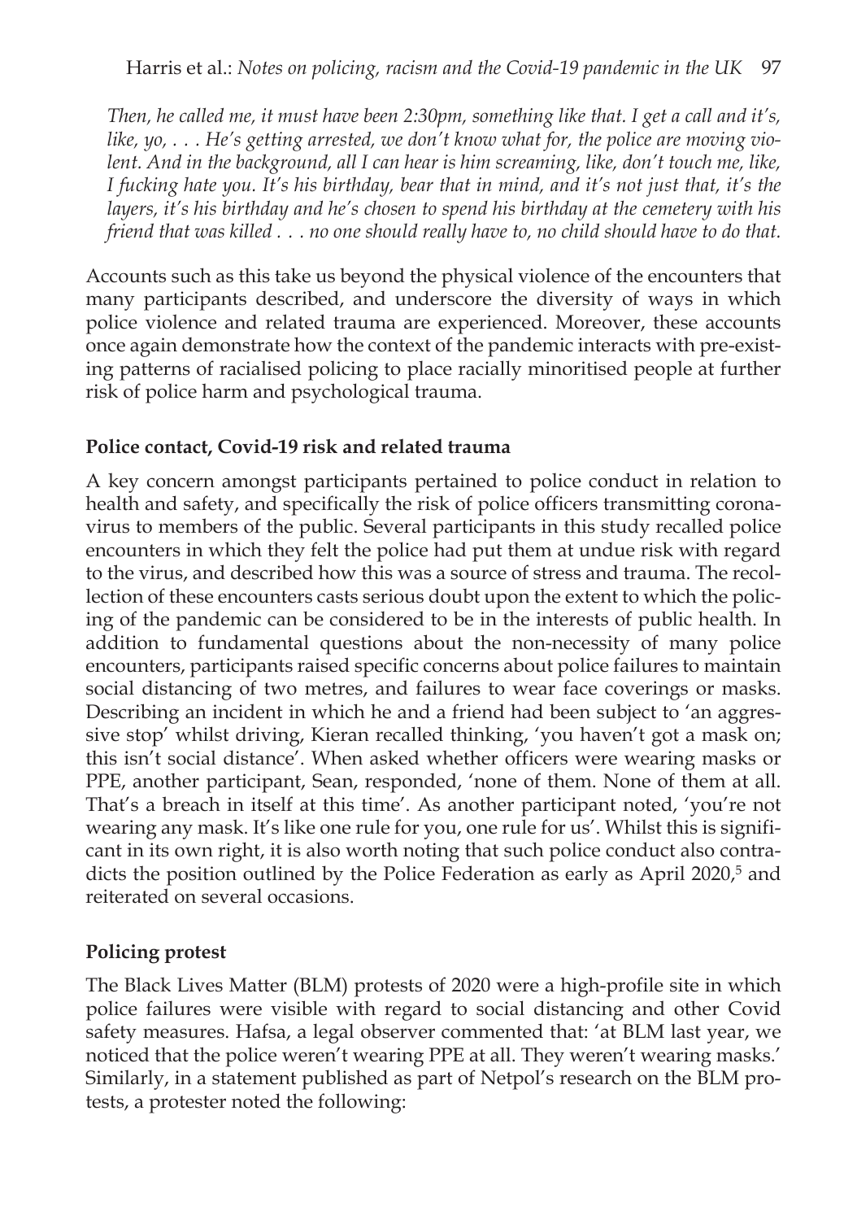*Then, he called me, it must have been 2:30pm, something like that. I get a call and it's, like, yo, . . . He's getting arrested, we don't know what for, the police are moving violent. And in the background, all I can hear is him screaming, like, don't touch me, like, I fucking hate you. It's his birthday, bear that in mind, and it's not just that, it's the layers, it's his birthday and he's chosen to spend his birthday at the cemetery with his friend that was killed . . . no one should really have to, no child should have to do that.*

Accounts such as this take us beyond the physical violence of the encounters that many participants described, and underscore the diversity of ways in which police violence and related trauma are experienced. Moreover, these accounts once again demonstrate how the context of the pandemic interacts with pre-existing patterns of racialised policing to place racially minoritised people at further risk of police harm and psychological trauma.

### Police contact, Covid-19 risk and related trauma

A key concern amongst participants pertained to police conduct in relation to health and safety, and specifically the risk of police officers transmitting coronavirus to members of the public. Several participants in this study recalled police encounters in which they felt the police had put them at undue risk with regard to the virus, and described how this was a source of stress and trauma. The recollection of these encounters casts serious doubt upon the extent to which the policing of the pandemic can be considered to be in the interests of public health. In addition to fundamental questions about the non-necessity of many police encounters, participants raised specific concerns about police failures to maintain social distancing of two metres, and failures to wear face coverings or masks. Describing an incident in which he and a friend had been subject to 'an aggressive stop' whilst driving, Kieran recalled thinking, 'you haven't got a mask on; this isn't social distance'. When asked whether officers were wearing masks or PPE, another participant, Sean, responded, 'none of them. None of them at all. That's a breach in itself at this time'. As another participant noted, 'you're not wearing any mask. It's like one rule for you, one rule for us'. Whilst this is significant in its own right, it is also worth noting that such police conduct also contradicts the position outlined by the Police Federation as early as April 2020,[5] and reiterated on several occasions.

### Policing protest

The Black Lives Matter (BLM) protests of 2020 were a high-profile site in which police failures were visible with regard to social distancing and other Covid safety measures. Hafsa, a legal observer commented that: 'at BLM last year, we noticed that the police weren't wearing PPE at all. They weren't wearing masks.' Similarly, in a statement published as part of Netpol's research on the BLM protests, a protester noted the following: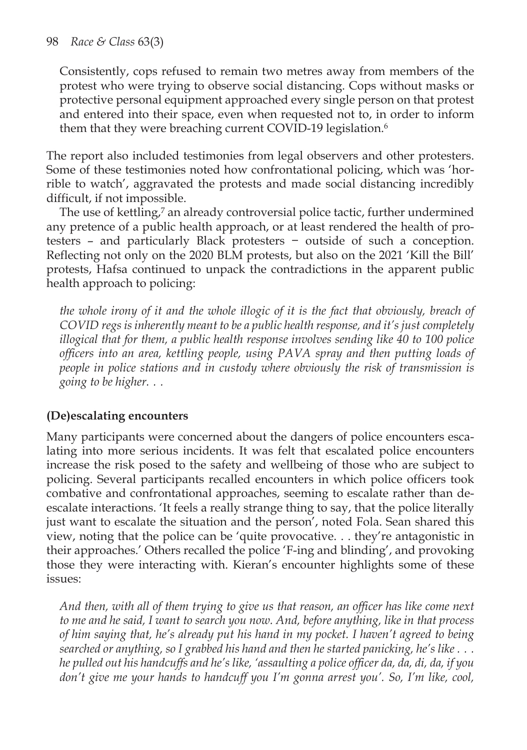Consistently, cops refused to remain two metres away from members of the protest who were trying to observe social distancing. Cops without masks or protective personal equipment approached every single person on that protest and entered into their space, even when requested not to, in order to inform them that they were breaching current COVID-19 legislation.[6]

The report also included testimonies from legal observers and other protesters. Some of these testimonies noted how confrontational policing, which was 'horrible to watch', aggravated the protests and made social distancing incredibly difficult, if not impossible.

The use of kettling,[7] an already controversial police tactic, further undermined any pretence of a public health approach, or at least rendered the health of protesters – and particularly Black protesters − outside of such a conception. Reflecting not only on the 2020 BLM protests, but also on the 2021 'Kill the Bill' protests, Hafsa continued to unpack the contradictions in the apparent public health approach to policing:

*the whole irony of it and the whole illogic of it is the fact that obviously, breach of COVID regs is inherently meant to be a public health response, and it's just completely illogical that for them, a public health response involves sending like 40 to 100 police officers into an area, kettling people, using PAVA spray and then putting loads of people in police stations and in custody where obviously the risk of transmission is going to be higher. . .*

## (De)escalating encounters

Many participants were concerned about the dangers of police encounters escalating into more serious incidents. It was felt that escalated police encounters increase the risk posed to the safety and wellbeing of those who are subject to policing. Several participants recalled encounters in which police officers took combative and confrontational approaches, seeming to escalate rather than de-escalate interactions. 'It feels a really strange thing to say, that the police literally just want to escalate the situation and the person', noted Fola. Sean shared this view, noting that the police can be 'quite provocative. . . they're antagonistic in their approaches.' Others recalled the police 'F-ing and blinding', and provoking those they were interacting with. Kieran's encounter highlights some of these issues:

*And then, with all of them trying to give us that reason, an officer has like come next to me and he said, I want to search you now. And, before anything, like in that process of him saying that, he's already put his hand in my pocket. I haven't agreed to being searched or anything, so I grabbed his hand and then he started panicking, he's like . . . he pulled out his handcuffs and he's like, 'assaulting a police officer da, da, di, da, if you don't give me your hands to handcuff you I'm gonna arrest you'. So, I'm like, cool,*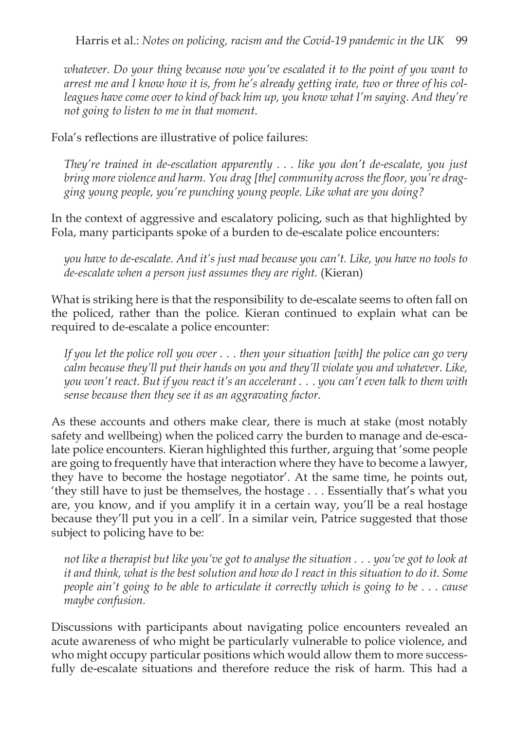*whatever. Do your thing because now you've escalated it to the point of you want to arrest me and I know how it is, from he's already getting irate, two or three of his colleagues have come over to kind of back him up, you know what I'm saying. And they're not going to listen to me in that moment.*

Fola's reflections are illustrative of police failures:

> *They're trained in de-escalation apparently . . . like you don't de-escalate, you just bring more violence and harm. You drag [the] community across the floor, you're dragging young people, you're punching young people. Like what are you doing?*

In the context of aggressive and escalatory policing, such as that highlighted by Fola, many participants spoke of a burden to de-escalate police encounters:

> *you have to de-escalate. And it's just mad because you can't. Like, you have no tools to de-escalate when a person just assumes they are right.* (Kieran)

What is striking here is that the responsibility to de-escalate seems to often fall on the policed, rather than the police. Kieran continued to explain what can be required to de-escalate a police encounter:

> *If you let the police roll you over . . . then your situation [with] the police can go very calm because they'll put their hands on you and they'll violate you and whatever. Like, you won't react. But if you react it's an accelerant . . . you can't even talk to them with sense because then they see it as an aggravating factor.*

As these accounts and others make clear, there is much at stake (most notably safety and wellbeing) when the policed carry the burden to manage and de-escalate police encounters. Kieran highlighted this further, arguing that 'some people are going to frequently have that interaction where they have to become a lawyer, they have to become the hostage negotiator'. At the same time, he points out, 'they still have to just be themselves, the hostage . . . Essentially that's what you are, you know, and if you amplify it in a certain way, you'll be a real hostage because they'll put you in a cell'. In a similar vein, Patrice suggested that those subject to policing have to be:

> *not like a therapist but like you've got to analyse the situation . . . you've got to look at it and think, what is the best solution and how do I react in this situation to do it. Some people ain't going to be able to articulate it correctly which is going to be . . . cause maybe confusion.*

Discussions with participants about navigating police encounters revealed an acute awareness of who might be particularly vulnerable to police violence, and who might occupy particular positions which would allow them to more successfully de-escalate situations and therefore reduce the risk of harm. This had a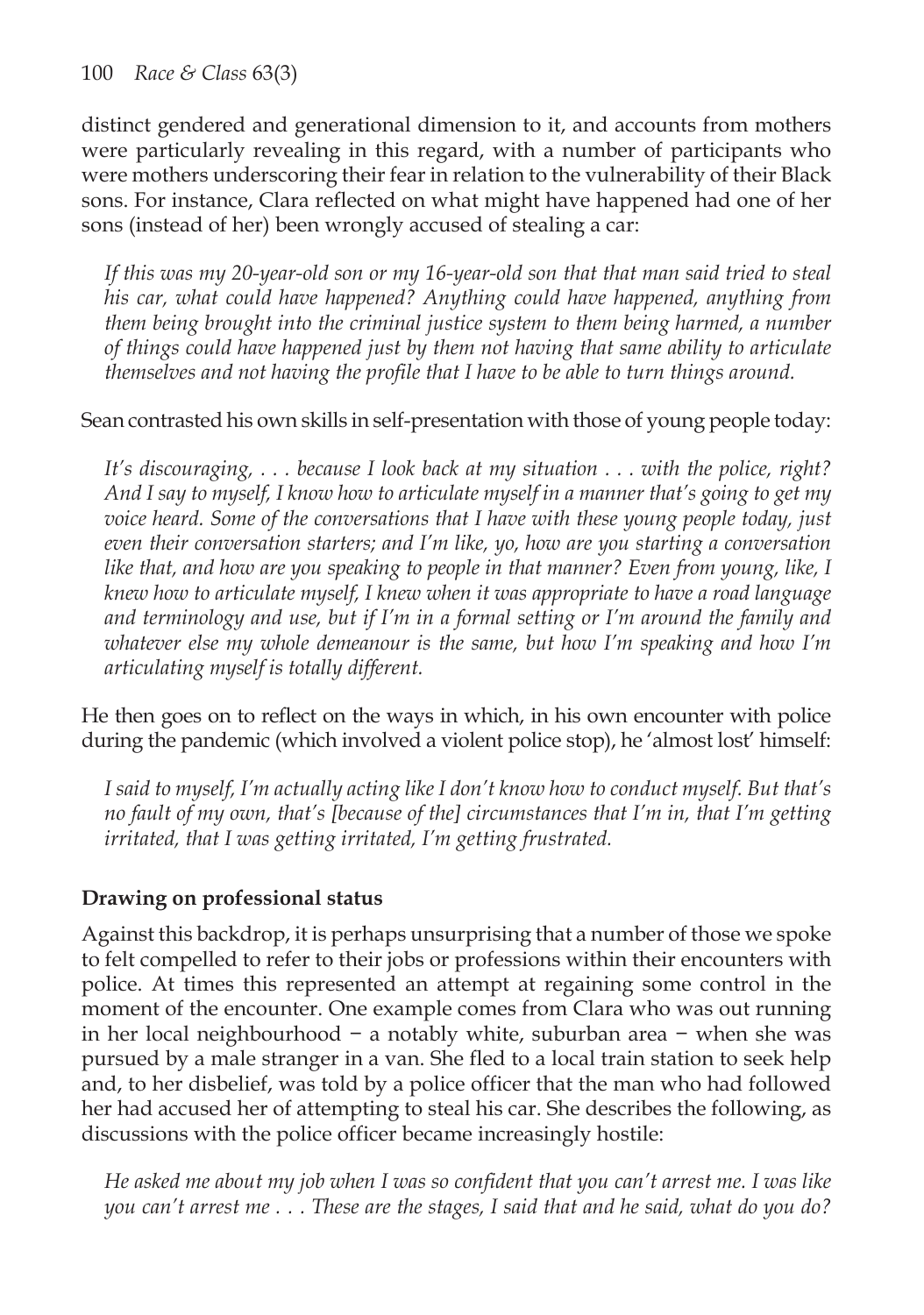distinct gendered and generational dimension to it, and accounts from mothers were particularly revealing in this regard, with a number of participants who were mothers underscoring their fear in relation to the vulnerability of their Black sons. For instance, Clara reflected on what might have happened had one of her sons (instead of her) been wrongly accused of stealing a car:

> *If this was my 20-year-old son or my 16-year-old son that that man said tried to steal his car, what could have happened? Anything could have happened, anything from them being brought into the criminal justice system to them being harmed, a number of things could have happened just by them not having that same ability to articulate themselves and not having the profile that I have to be able to turn things around.*

Sean contrasted his own skills in self-presentation with those of young people today:

> *It's discouraging, . . . because I look back at my situation . . . with the police, right? And I say to myself, I know how to articulate myself in a manner that's going to get my voice heard. Some of the conversations that I have with these young people today, just even their conversation starters; and I'm like, yo, how are you starting a conversation like that, and how are you speaking to people in that manner? Even from young, like, I knew how to articulate myself, I knew when it was appropriate to have a road language and terminology and use, but if I'm in a formal setting or I'm around the family and whatever else my whole demeanour is the same, but how I'm speaking and how I'm articulating myself is totally different.*

He then goes on to reflect on the ways in which, in his own encounter with police during the pandemic (which involved a violent police stop), he 'almost lost' himself:

> *I said to myself, I'm actually acting like I don't know how to conduct myself. But that's no fault of my own, that's [because of the] circumstances that I'm in, that I'm getting irritated, that I was getting irritated, I'm getting frustrated.*

## Drawing on professional status

Against this backdrop, it is perhaps unsurprising that a number of those we spoke to felt compelled to refer to their jobs or professions within their encounters with police. At times this represented an attempt at regaining some control in the moment of the encounter. One example comes from Clara who was out running in her local neighbourhood − a notably white, suburban area − when she was pursued by a male stranger in a van. She fled to a local train station to seek help and, to her disbelief, was told by a police officer that the man who had followed her had accused her of attempting to steal his car. She describes the following, as discussions with the police officer became increasingly hostile:

> *He asked me about my job when I was so confident that you can't arrest me. I was like you can't arrest me . . . These are the stages, I said that and he said, what do you do?*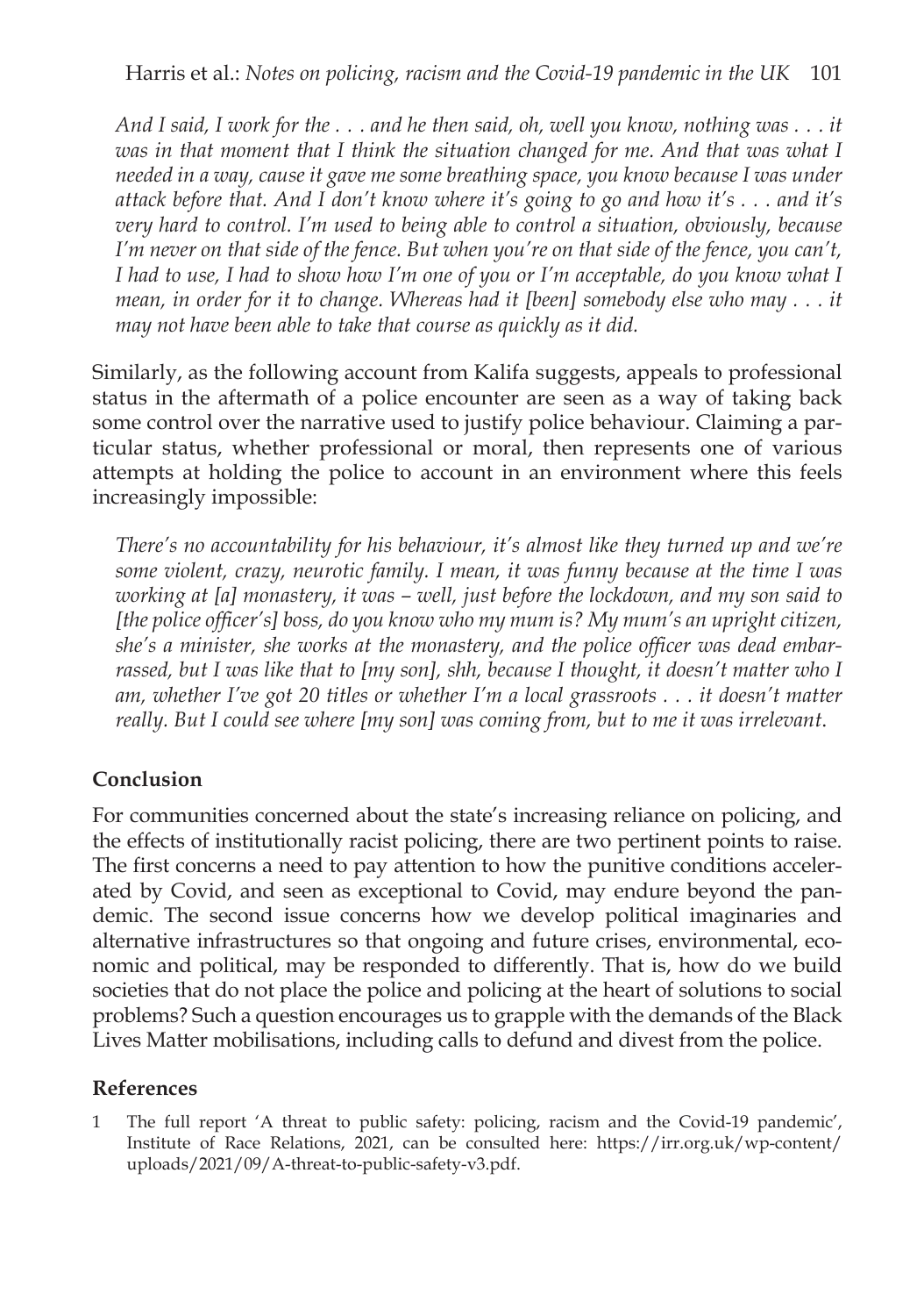*And I said, I work for the . . . and he then said, oh, well you know, nothing was . . . it was in that moment that I think the situation changed for me. And that was what I needed in a way, cause it gave me some breathing space, you know because I was under attack before that. And I don't know where it's going to go and how it's . . . and it's very hard to control. I'm used to being able to control a situation, obviously, because I'm never on that side of the fence. But when you're on that side of the fence, you can't, I had to use, I had to show how I'm one of you or I'm acceptable, do you know what I mean, in order for it to change. Whereas had it [been] somebody else who may . . . it may not have been able to take that course as quickly as it did.*

Similarly, as the following account from Kalifa suggests, appeals to professional status in the aftermath of a police encounter are seen as a way of taking back some control over the narrative used to justify police behaviour. Claiming a particular status, whether professional or moral, then represents one of various attempts at holding the police to account in an environment where this feels increasingly impossible:

*There's no accountability for his behaviour, it's almost like they turned up and we're some violent, crazy, neurotic family. I mean, it was funny because at the time I was working at [a] monastery, it was – well, just before the lockdown, and my son said to [the police officer's] boss, do you know who my mum is? My mum's an upright citizen, she's a minister, she works at the monastery, and the police officer was dead embarrassed, but I was like that to [my son], shh, because I thought, it doesn't matter who I am, whether I've got 20 titles or whether I'm a local grassroots . . . it doesn't matter really. But I could see where [my son] was coming from, but to me it was irrelevant.*

## Conclusion

For communities concerned about the state's increasing reliance on policing, and the effects of institutionally racist policing, there are two pertinent points to raise. The first concerns a need to pay attention to how the punitive conditions accelerated by Covid, and seen as exceptional to Covid, may endure beyond the pandemic. The second issue concerns how we develop political imaginaries and alternative infrastructures so that ongoing and future crises, environmental, economic and political, may be responded to differently. That is, how do we build societies that do not place the police and policing at the heart of solutions to social problems? Such a question encourages us to grapple with the demands of the Black Lives Matter mobilisations, including calls to defund and divest from the police.

## References

1 The full report 'A threat to public safety: policing, racism and the Covid-19 pandemic', Institute of Race Relations, 2021, can be consulted here: https://irr.org.uk/wp-content/uploads/2021/09/A-threat-to-public-safety-v3.pdf.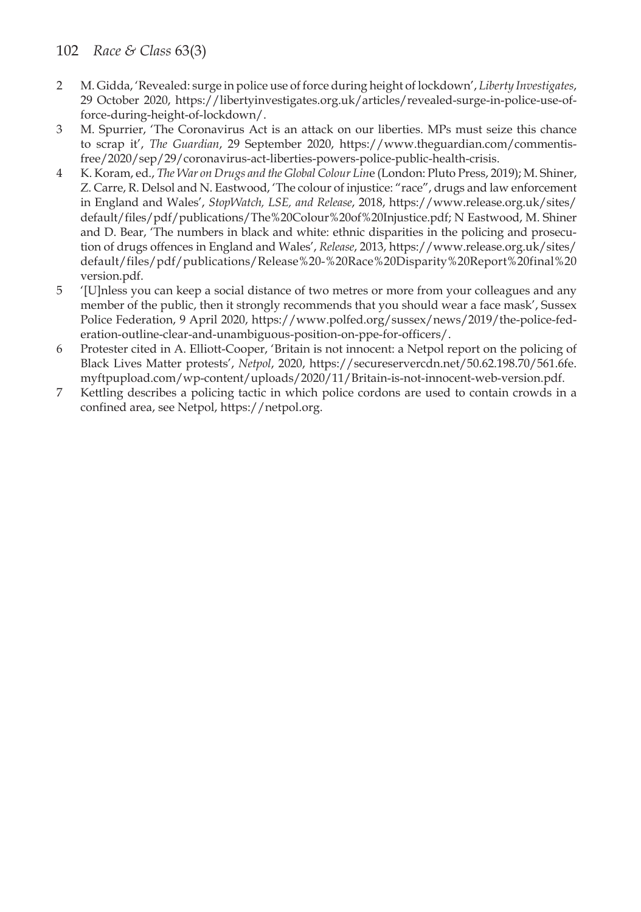2 M. Gidda, 'Revealed: surge in police use of force during height of lockdown', *Liberty Investigates*, 29 October 2020, https://libertyinvestigates.org.uk/articles/revealed-surge-in-police-use-of-force-during-height-of-lockdown/.

3 M. Spurrier, 'The Coronavirus Act is an attack on our liberties. MPs must seize this chance to scrap it', *The Guardian*, 29 September 2020, https://www.theguardian.com/commentisfree/2020/sep/29/coronavirus-act-liberties-powers-police-public-health-crisis.

4 K. Koram, ed., *The War on Drugs and the Global Colour Lin*e (London: Pluto Press, 2019); M. Shiner, Z. Carre, R. Delsol and N. Eastwood, 'The colour of injustice: "race", drugs and law enforcement in England and Wales', *StopWatch, LSE, and Release*, 2018, https://www.release.org.uk/sites/default/files/pdf/publications/The%20Colour%20of%20Injustice.pdf; N Eastwood, M. Shiner and D. Bear, 'The numbers in black and white: ethnic disparities in the policing and prosecution of drugs offences in England and Wales', *Release*, 2013, https://www.release.org.uk/sites/default/files/pdf/publications/Release%20-%20Race%20Disparity%20Report%20final%20version.pdf.

5 '[U]nless you can keep a social distance of two metres or more from your colleagues and any member of the public, then it strongly recommends that you should wear a face mask', Sussex Police Federation, 9 April 2020, https://www.polfed.org/sussex/news/2019/the-police-federation-outline-clear-and-unambiguous-position-on-ppe-for-officers/.

6 Protester cited in A. Elliott-Cooper, 'Britain is not innocent: a Netpol report on the policing of Black Lives Matter protests', *Netpol*, 2020, https://secureservercdn.net/50.62.198.70/561.6fe.myftpupload.com/wp-content/uploads/2020/11/Britain-is-not-innocent-web-version.pdf.

7 Kettling describes a policing tactic in which police cordons are used to contain crowds in a confined area, see Netpol, https://netpol.org.